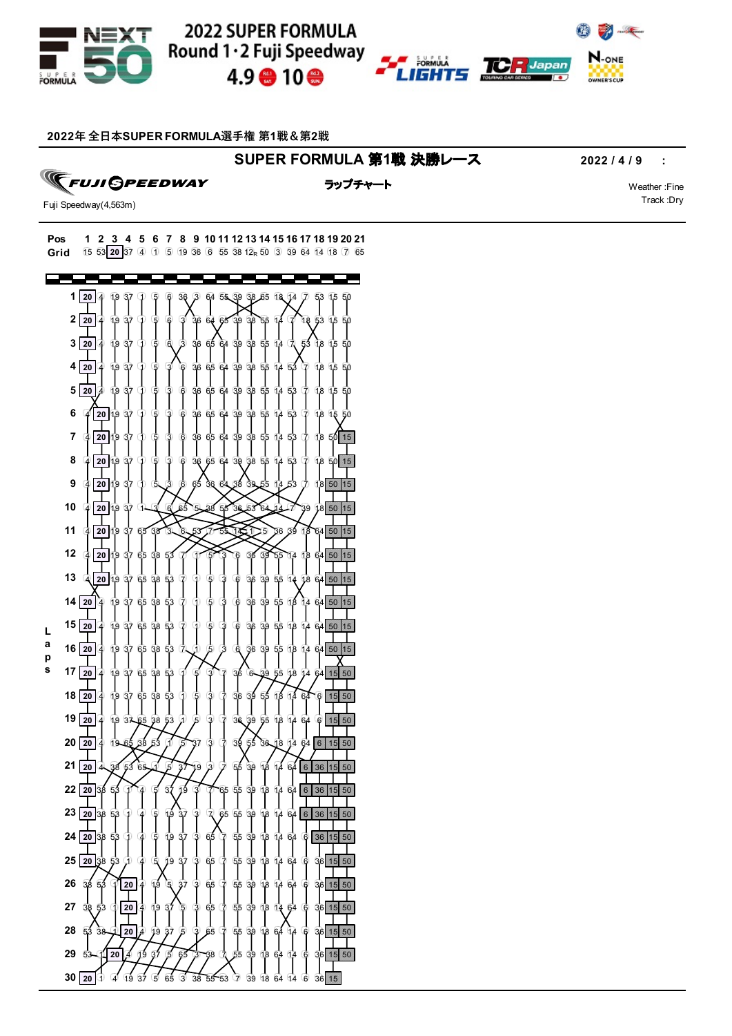2022 SUPER FORMULA
Round 1・2 Fuji Speedway
4.9 10

2022年 全日本SUPER FORMULA選手権 第1戦＆第2戦

# SUPER FORMULA 第1戦 決勝レース

2022 / 4 / 9 :

FUJI SPEEDWAY

Fuji Speedway(4,563m)

## ラップチャート

Weather :Fine
Track :Dry

| Pos | 1 | 2 | 3 | 4 | 5 | 6 | 7 | 8 | 9 | 10 | 11 | 12 | 13 | 14 | 15 | 16 | 17 | 18 | 19 | 20 | 21 |
|---|---|---|---|---|---|---|---|---|---|---|---|---|---|---|---|---|---|---|---|---|---|
| Grid | 15 | 53 | 20 | 37 | 4 | 1 | 5 | 19 | 36 | 6 | 55 | 38 | 12R | 50 | 3 | 39 | 64 | 14 | 18 | 7 | 65 |
| 1 | 20 | 4 | 19 | 37 | 1 | 5 | 6 | 36 | 3 | 64 | 55 | 39 | 38 | 65 | 18 | 14 | 7 | 53 | 15 | 50 | |
| 2 | 20 | 4 | 19 | 37 | 1 | 5 | 6 | 3 | 36 | 64 | 65 | 39 | 38 | 55 | 14 | 7 | 18 | 53 | 15 | 50 | |
| 3 | 20 | 4 | 19 | 37 | 1 | 5 | 6 | 3 | 36 | 65 | 64 | 39 | 38 | 55 | 14 | 7 | 53 | 18 | 15 | 50 | |
| 4 | 20 | 4 | 19 | 37 | 1 | 5 | 3 | 6 | 36 | 65 | 64 | 39 | 38 | 55 | 14 | 53 | 7 | 18 | 15 | 50 | |
| 5 | 20 | 4 | 19 | 37 | 1 | 5 | 3 | 6 | 36 | 65 | 64 | 39 | 38 | 55 | 14 | 53 | 7 | 18 | 15 | 50 | |
| 6 | 4 | 20 | 19 | 37 | 1 | 5 | 3 | 6 | 36 | 65 | 64 | 39 | 38 | 55 | 14 | 53 | 7 | 18 | 15 | 50 | |
| 7 | 4 | 20 | 19 | 37 | 1 | 5 | 3 | 6 | 36 | 65 | 64 | 39 | 38 | 55 | 14 | 53 | 7 | 18 | 50 | 15 | |
| 8 | 4 | 20 | 19 | 37 | 1 | 5 | 3 | 6 | 36 | 65 | 64 | 39 | 38 | 55 | 14 | 53 | 7 | 18 | 50 | 15 | |
| 9 | 4 | 20 | 19 | 37 | 1 | 5 | 3 | 6 | 65 | 36 | 64 | 38 | 39 | 55 | 14 | 53 | 7 | 18 | 50 | 15 | |
| 10 | 4 | 20 | 19 | 37 | 1 | 3 | 6 | 65 | 5 | 38 | 55 | 36 | 53 | 64 | 14 | 7 | 39 | 18 | 50 | 15 | |
| 11 | 4 | 20 | 19 | 37 | 65 | 38 | 3 | 6 | 53 | 7 | 55 | 14 | 1 | 5 | 36 | 39 | 18 | 64 | 50 | 15 | |
| 12 | 4 | 20 | 19 | 37 | 65 | 38 | 53 | 7 | 1 | 5 | 3 | 6 | 36 | 39 | 55 | 14 | 18 | 64 | 50 | 15 | |
| 13 | 4 | 20 | 19 | 37 | 65 | 38 | 53 | 7 | 1 | 5 | 3 | 6 | 36 | 39 | 55 | 14 | 18 | 64 | 50 | 15 | |
| 14 | 20 | 4 | 19 | 37 | 65 | 38 | 53 | 7 | 1 | 5 | 3 | 6 | 36 | 39 | 55 | 18 | 14 | 64 | 50 | 15 | |
| 15 | 20 | 4 | 19 | 37 | 65 | 38 | 53 | 7 | 1 | 5 | 3 | 6 | 36 | 39 | 55 | 18 | 14 | 64 | 50 | 15 | |
| 16 | 20 | 4 | 19 | 37 | 65 | 38 | 53 | 7 | 1 | 5 | 3 | 6 | 36 | 39 | 55 | 18 | 14 | 64 | 50 | 15 | |
| 17 | 20 | 4 | 19 | 37 | 65 | 38 | 53 | 1 | 5 | 3 | 7 | 36 | 6 | 39 | 55 | 18 | 14 | 64 | 15 | 50 | |
| 18 | 20 | 4 | 19 | 37 | 65 | 38 | 53 | 1 | 5 | 3 | 7 | 36 | 39 | 55 | 18 | 14 | 64 | 6 | 15 | 50 | |
| 19 | 20 | 4 | 19 | 37 | 65 | 38 | 53 | 1 | 5 | 3 | 7 | 36 | 39 | 55 | 18 | 14 | 64 | 6 | 15 | 50 | |
| 20 | 20 | 4 | 19 | 65 | 38 | 53 | 1 | 5 | 37 | 3 | 7 | 39 | 55 | 36 | 18 | 14 | 64 | 6 | 15 | 50 | |
| 21 | 20 | 4 | 38 | 53 | 65 | 1 | 5 | 37 | 19 | 3 | 7 | 55 | 39 | 18 | 14 | 64 | 6 | 36 | 15 | 50 | |
| 22 | 20 | 38 | 53 | 1 | 4 | 5 | 37 | 19 | 3 | 7 | 65 | 55 | 39 | 18 | 14 | 64 | 6 | 36 | 15 | 50 | |
| 23 | 20 | 38 | 53 | 1 | 4 | 5 | 19 | 37 | 3 | 7 | 65 | 55 | 39 | 18 | 14 | 64 | 6 | 36 | 15 | 50 | |
| 24 | 20 | 38 | 53 | 1 | 4 | 5 | 19 | 37 | 3 | 65 | 7 | 55 | 39 | 18 | 14 | 64 | 6 | 36 | 15 | 50 | |
| 25 | 20 | 38 | 53 | 1 | 4 | 5 | 19 | 37 | 3 | 65 | 7 | 55 | 39 | 18 | 14 | 64 | 6 | 36 | 15 | 50 | |
| 26 | 38 | 53 | 1 | 20 | 4 | 19 | 5 | 37 | 3 | 65 | 7 | 55 | 39 | 18 | 14 | 64 | 6 | 36 | 15 | 50 | |
| 27 | 38 | 53 | 1 | 20 | 4 | 19 | 37 | 5 | 3 | 65 | 7 | 55 | 39 | 18 | 14 | 64 | 6 | 36 | 15 | 50 | |
| 28 | 53 | 38 | 1 | 20 | 4 | 19 | 37 | 5 | 3 | 65 | 7 | 55 | 39 | 18 | 64 | 14 | 6 | 36 | 15 | 50 | |
| 29 | 53 | 1 | 20 | 4 | 19 | 37 | 5 | 65 | 3 | 38 | 7 | 55 | 39 | 18 | 64 | 14 | 6 | 36 | 15 | 50 | |
| 30 | 20 | 1 | 4 | 19 | 37 | 5 | 65 | 3 | 38 | 55 | 53 | 7 | 39 | 18 | 64 | 14 | 6 | 36 | 15 | | |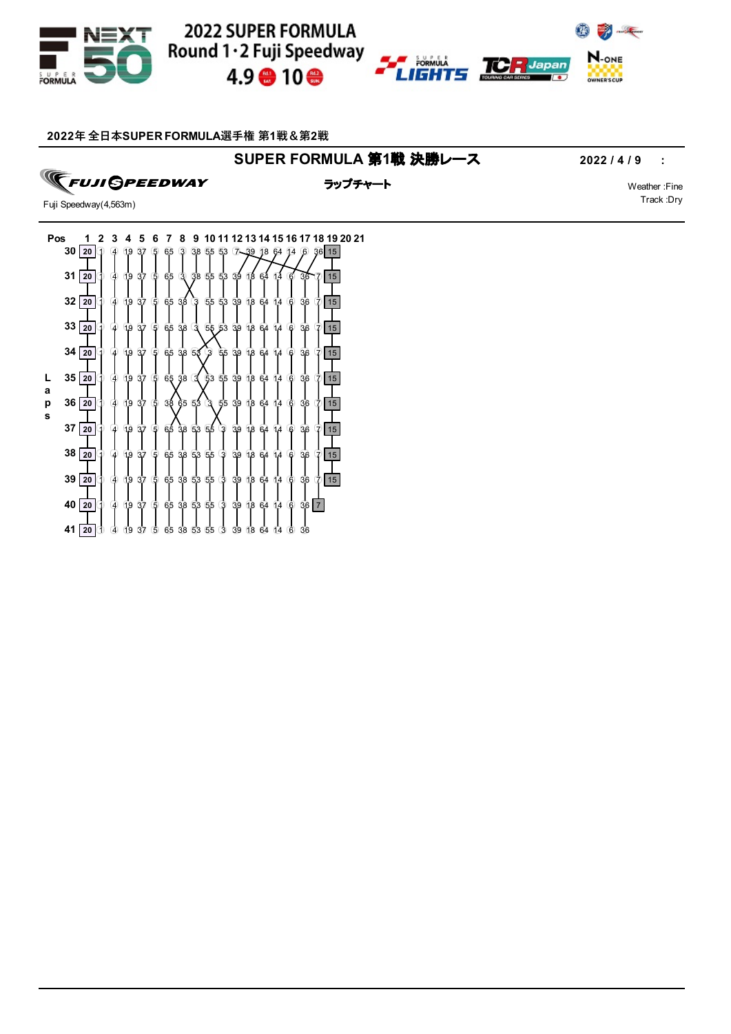2022 SUPER FORMULA
Round 1･2 Fuji Speedway
4.9 Rd.1 SAT 10 Rd.2 SUN

2022年 全日本SUPER FORMULA選手権 第1戦＆第2戦

## SUPER FORMULA 第1戦 決勝レース

2022 / 4 / 9 :

FUJI SPEEDWAY

Fuji Speedway(4,563m)

ラップチャート

Weather :Fine
Track :Dry

Pos 1 2 3 4 5 6 7 8 9 10 11 12 13 14 15 16 17 18 19 20 21

Laps

30 20 1 4 19 37 5 65 3 38 55 53 7 39 18 64 14 6 36 15
31 20 1 4 19 37 5 65 3 38 55 53 39 18 64 14 6 36 7 15
32 20 1 4 19 37 5 65 38 3 55 53 39 18 64 14 6 36 7 15
33 20 1 4 19 37 5 65 38 3 55 53 39 18 64 14 6 36 7 15
34 20 1 4 19 37 5 65 38 53 3 55 39 18 64 14 6 36 7 15
35 20 1 4 19 37 5 65 38 3 53 55 39 18 64 14 6 36 7 15
36 20 1 4 19 37 5 38 65 53 3 55 39 18 64 14 6 36 7 15
37 20 1 4 19 37 5 65 38 53 55 3 39 18 64 14 6 36 7 15
38 20 1 4 19 37 5 65 38 53 55 3 39 18 64 14 6 36 7 15
39 20 1 4 19 37 5 65 38 53 55 3 39 18 64 14 6 36 7 15
40 20 1 4 19 37 5 65 38 53 55 3 39 18 64 14 6 36 7
41 20 1 4 19 37 5 65 38 53 55 3 39 18 64 14 6 36